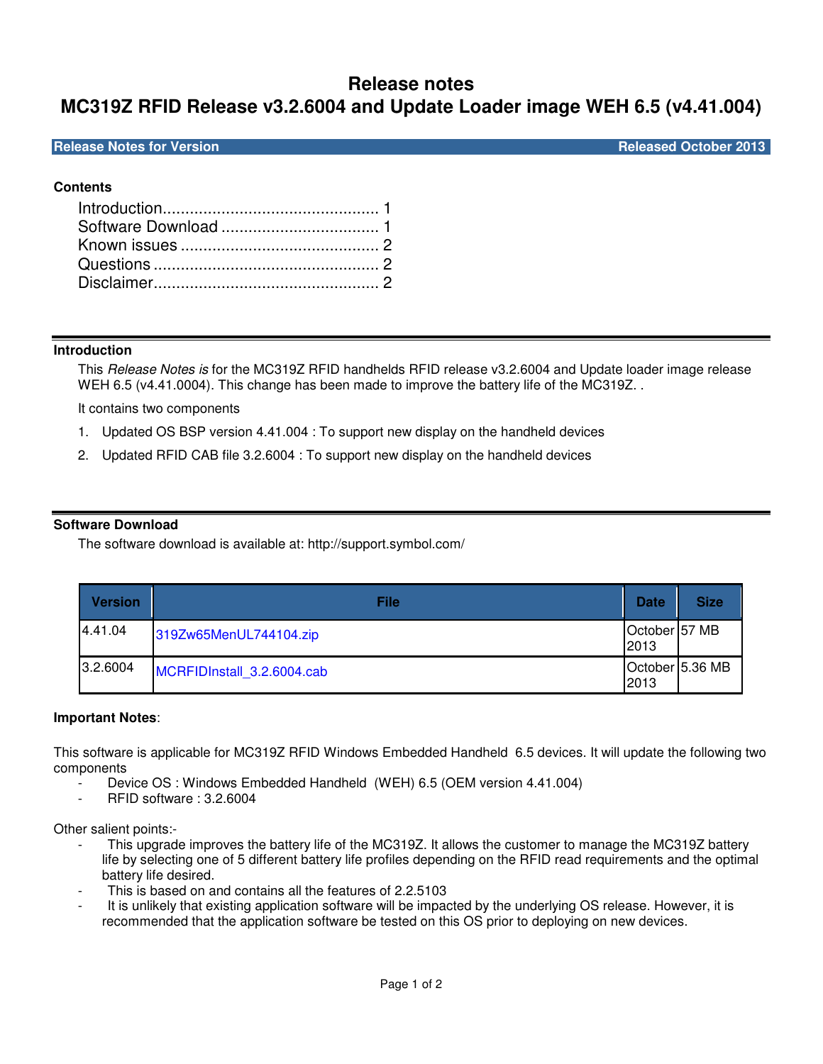# Release notes

# MC319Z RFID Release v3.2.6004 and Update Loader image WEH 6.5 (v4.41.004)

**Release Notes for Version** — **Released October 2013**

**Contents**

- Introduction................................................ 1
- Software Download ................................... 1
- Known issues ............................................ 2
- Questions .................................................. 2
- Disclaimer.................................................. 2

## Introduction

This *Release Notes is* for the MC319Z RFID handhelds RFID release v3.2.6004 and Update loader image release WEH 6.5 (v4.41.0004). This change has been made to improve the battery life of the MC319Z. .

It contains two components

1. Updated OS BSP version 4.41.004 : To support new display on the handheld devices
2. Updated RFID CAB file 3.2.6004 : To support new display on the handheld devices

## Software Download

The software download is available at: http://support.symbol.com/

| Version | File | Date | Size |
|---|---|---|---|
| 4.41.04 | 319Zw65MenUL744104.zip | October 2013 | 57 MB |
| 3.2.6004 | MCRFIDInstall_3.2.6004.cab | October 2013 | 5.36 MB |

**Important Notes**:

This software is applicable for MC319Z RFID Windows Embedded Handheld 6.5 devices. It will update the following two components

- Device OS : Windows Embedded Handheld (WEH) 6.5 (OEM version 4.41.004)
- RFID software : 3.2.6004

Other salient points:-

- This upgrade improves the battery life of the MC319Z. It allows the customer to manage the MC319Z battery life by selecting one of 5 different battery life profiles depending on the RFID read requirements and the optimal battery life desired.
- This is based on and contains all the features of 2.2.5103
- It is unlikely that existing application software will be impacted by the underlying OS release. However, it is recommended that the application software be tested on this OS prior to deploying on new devices.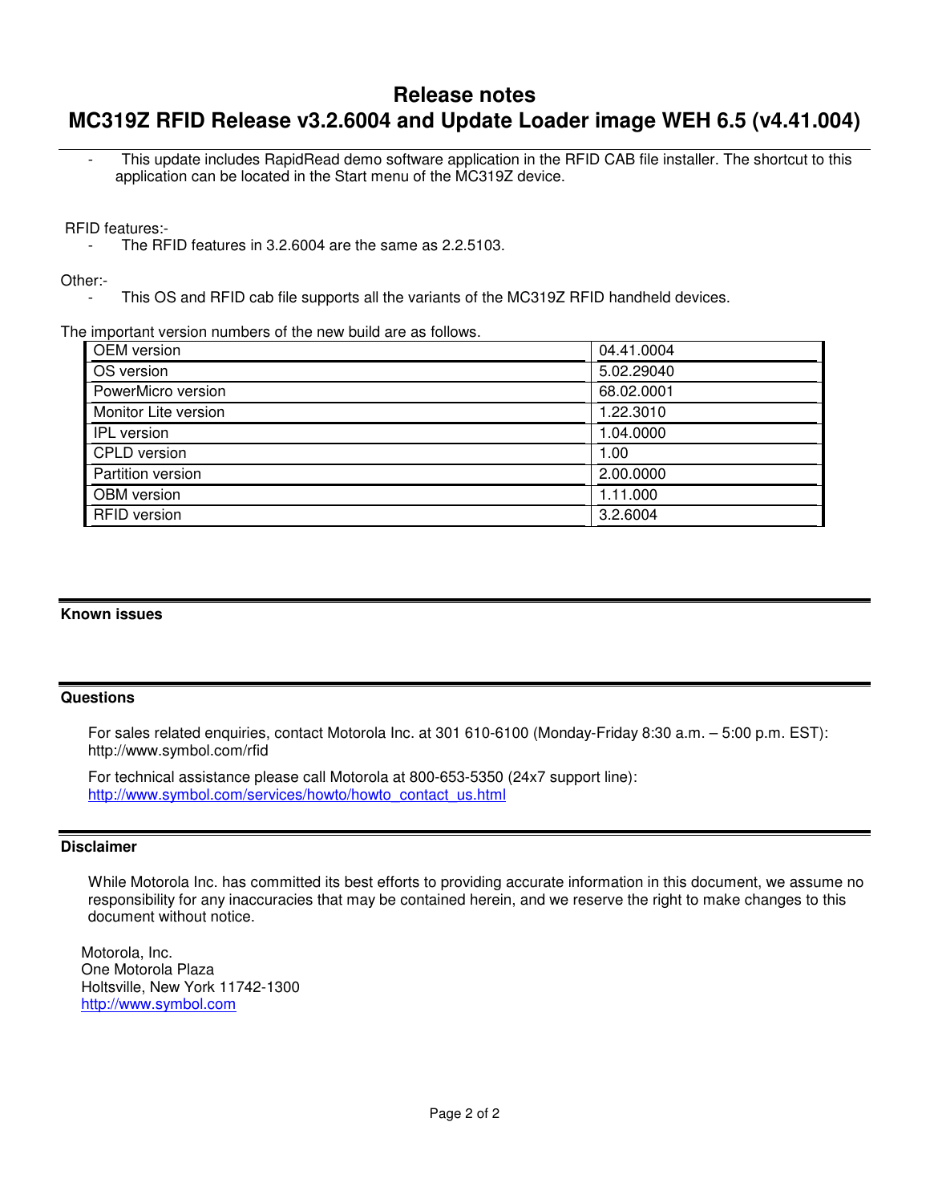# Release notes

# MC319Z RFID Release v3.2.6004 and Update Loader image WEH 6.5 (v4.41.004)

- This update includes RapidRead demo software application in the RFID CAB file installer. The shortcut to this application can be located in the Start menu of the MC319Z device.

RFID features:-

- The RFID features in 3.2.6004 are the same as 2.2.5103.

Other:-

- This OS and RFID cab file supports all the variants of the MC319Z RFID handheld devices.

The important version numbers of the new build are as follows.

| | |
|---|---|
| OEM version | 04.41.0004 |
| OS version | 5.02.29040 |
| PowerMicro version | 68.02.0001 |
| Monitor Lite version | 1.22.3010 |
| IPL version | 1.04.0000 |
| CPLD version | 1.00 |
| Partition version | 2.00.0000 |
| OBM version | 1.11.000 |
| RFID version | 3.2.6004 |

## Known issues

## Questions

For sales related enquiries, contact Motorola Inc. at 301 610-6100 (Monday-Friday 8:30 a.m. – 5:00 p.m. EST): http://www.symbol.com/rfid

For technical assistance please call Motorola at 800-653-5350 (24x7 support line): http://www.symbol.com/services/howto/howto_contact_us.html

## Disclaimer

While Motorola Inc. has committed its best efforts to providing accurate information in this document, we assume no responsibility for any inaccuracies that may be contained herein, and we reserve the right to make changes to this document without notice.

Motorola, Inc.
One Motorola Plaza
Holtsville, New York 11742-1300
http://www.symbol.com